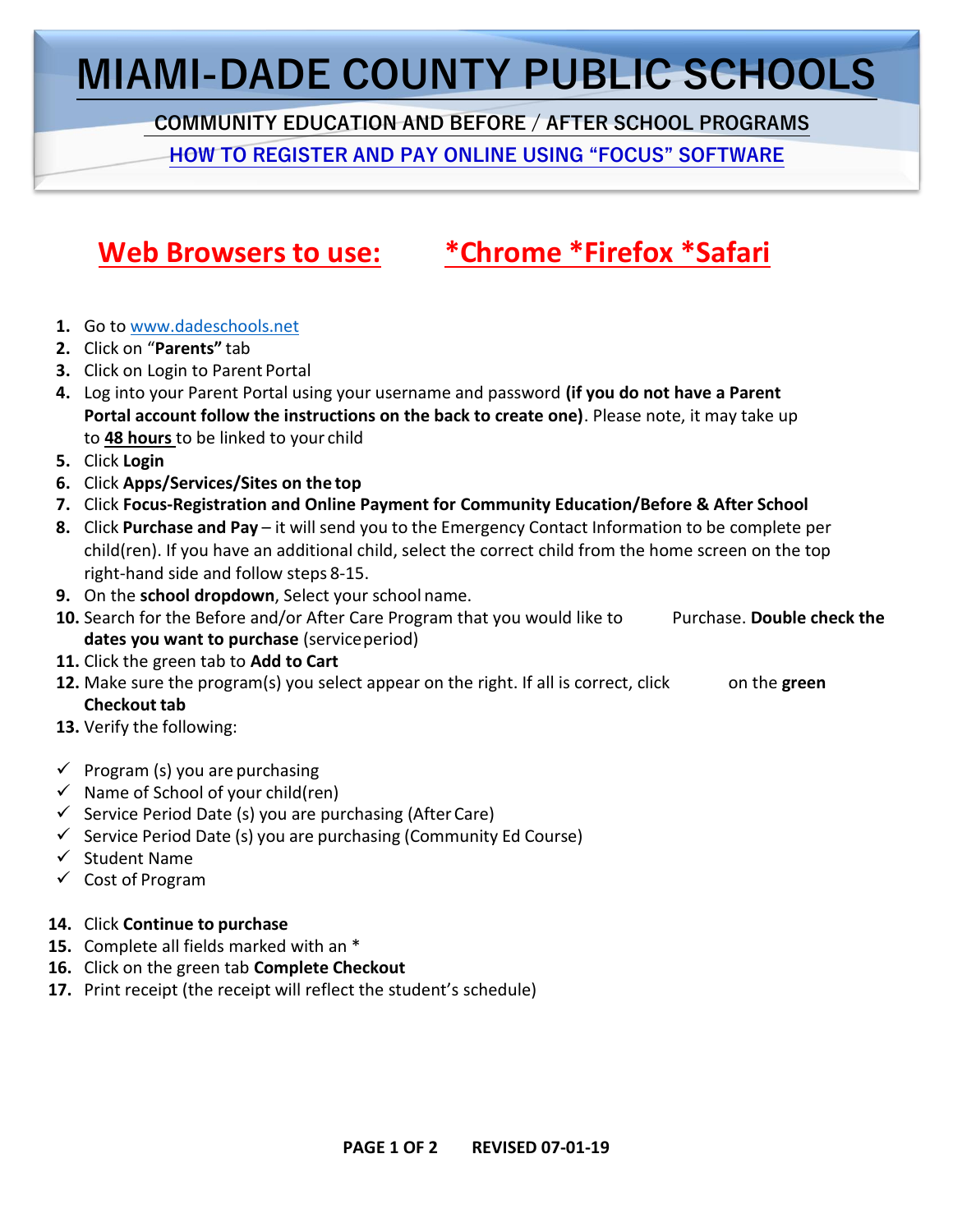# MIAMI-DADE COUNTY PUBLIC SCHOOLS

## COMMUNITY EDUCATION AND BEFORE / AFTER SCHOOL PROGRAMS

## HOW TO REGISTER AND PAY ONLINE USING "FOCUS" SOFTWARE

## Web Browsers to use: *Chrome *Firefox *Safari

1. Go to www.dadeschools.net
2. Click on "**Parents"** tab
3. Click on Login to Parent Portal
4. Log into your Parent Portal using your username and password **(if you do not have a Parent Portal account follow the instructions on the back to create one)**. Please note, it may take up to **48 hours** to be linked to your child
5. Click **Login**
6. Click **Apps/Services/Sites on the top**
7. Click **Focus-Registration and Online Payment for Community Education/Before & After School**
8. Click **Purchase and Pay** – it will send you to the Emergency Contact Information to be complete per child(ren). If you have an additional child, select the correct child from the home screen on the top right-hand side and follow steps 8-15.
9. On the **school dropdown**, Select your school name.
10. Search for the Before and/or After Care Program that you would like to Purchase. **Double check the dates you want to purchase** (service period)
11. Click the green tab to **Add to Cart**
12. Make sure the program(s) you select appear on the right. If all is correct, click on the **green Checkout tab**
13. Verify the following:

- ✓ Program (s) you are purchasing
- ✓ Name of School of your child(ren)
- ✓ Service Period Date (s) you are purchasing (After Care)
- ✓ Service Period Date (s) you are purchasing (Community Ed Course)
- ✓ Student Name
- ✓ Cost of Program

14. Click **Continue to purchase**
15. Complete all fields marked with an *
16. Click on the green tab **Complete Checkout**
17. Print receipt (the receipt will reflect the student's schedule)

**REVISED 07-01-19**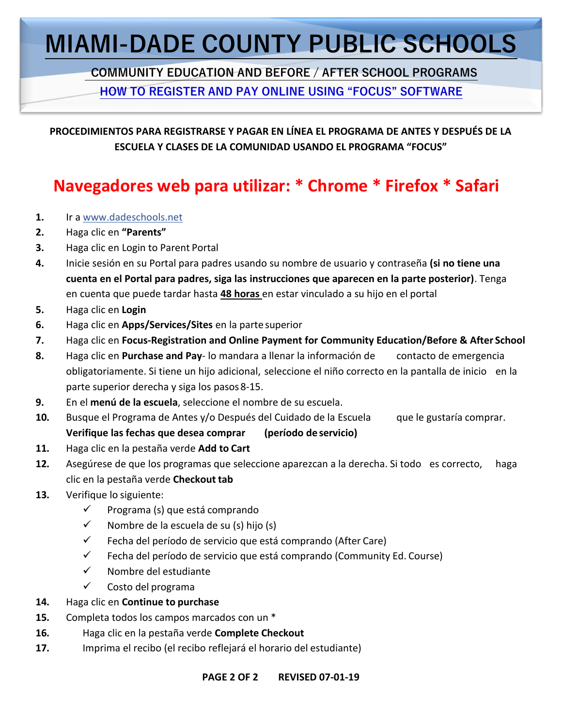# MIAMI-DADE COUNTY PUBLIC SCHOOLS

## COMMUNITY EDUCATION AND BEFORE / AFTER SCHOOL PROGRAMS

## HOW TO REGISTER AND PAY ONLINE USING “FOCUS” SOFTWARE

**PROCEDIMIENTOS PARA REGISTRARSE Y PAGAR EN LÍNEA EL PROGRAMA DE ANTES Y DESPUÉS DE LA ESCUELA Y CLASES DE LA COMUNIDAD USANDO EL PROGRAMA “FOCUS”**

## Navegadores web para utilizar: * Chrome * Firefox * Safari

1. Ir a www.dadeschools.net
2. Haga clic en **“Parents”**
3. Haga clic en Login to Parent Portal
4. Inicie sesión en su Portal para padres usando su nombre de usuario y contraseña **(si no tiene una cuenta en el Portal para padres, siga las instrucciones que aparecen en la parte posterior)**. Tenga en cuenta que puede tardar hasta **48 horas** en estar vinculado a su hijo en el portal
5. Haga clic en **Login**
6. Haga clic en **Apps/Services/Sites** en la parte superior
7. Haga clic en **Focus-Registration and Online Payment for Community Education/Before & After School**
8. Haga clic en **Purchase and Pay**- lo mandara a llenar la información de contacto de emergencia obligatoriamente. Si tiene un hijo adicional, seleccione el niño correcto en la pantalla de inicio en la parte superior derecha y siga los pasos 8-15.
9. En el **menú de la escuela**, seleccione el nombre de su escuela.
10. Busque el Programa de Antes y/o Después del Cuidado de la Escuela que le gustaría comprar. **Verifique las fechas que desea comprar (período de servicio)**
11. Haga clic en la pestaña verde **Add to Cart**
12. Asegúrese de que los programas que seleccione aparezcan a la derecha. Si todo es correcto, haga clic en la pestaña verde **Checkout tab**
13. Verifique lo siguiente:
    - ✓ Programa (s) que está comprando
    - ✓ Nombre de la escuela de su (s) hijo (s)
    - ✓ Fecha del período de servicio que está comprando (After Care)
    - ✓ Fecha del período de servicio que está comprando (Community Ed. Course)
    - ✓ Nombre del estudiante
    - ✓ Costo del programa
14. Haga clic en **Continue to purchase**
15. Completa todos los campos marcados con un *
16. Haga clic en la pestaña verde **Complete Checkout**
17. Imprima el recibo (el recibo reflejará el horario del estudiante)

**REVISED 07-01-19**